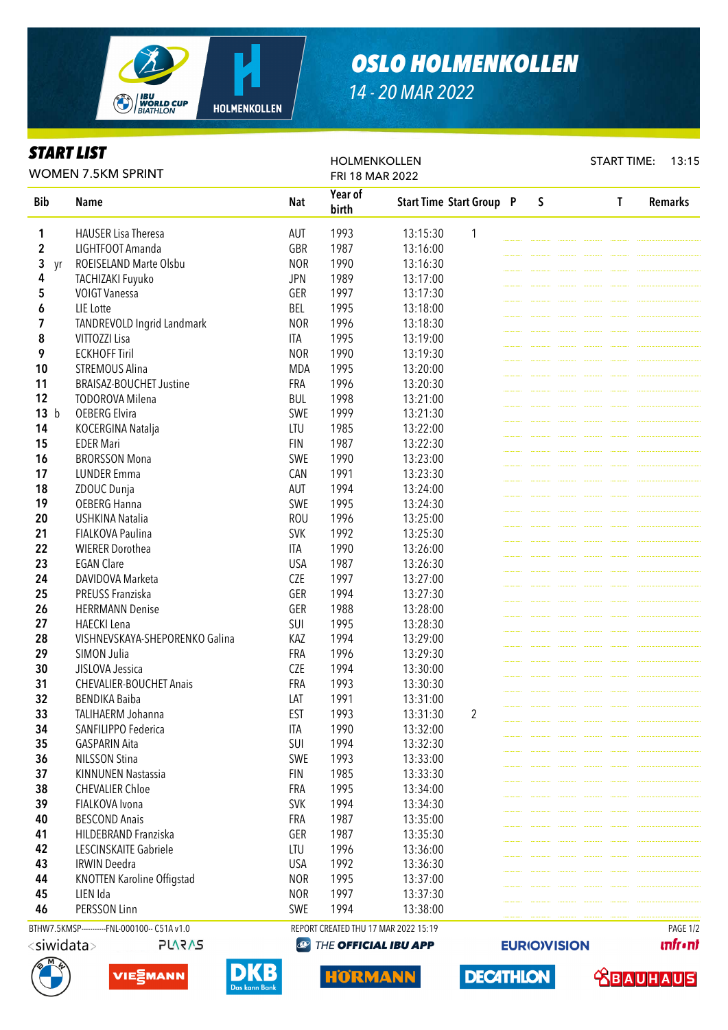# OSLO HOLMENKOLLEN

14 - 20 MAR 2022

## START LIST

WOMEN 7.5KM SPRINT

HOLMENKOLLEN
FRI 18 MAR 2022

START TIME: 13:15

| Bib | | Name | Nat | Year of birth | Start Time | Start Group | P | S | | | | T | Remarks |
|---|---|---|---|---|---|---|---|---|---|---|---|---|---|
| 1 | | HAUSER Lisa Theresa | AUT | 1993 | 13:15:30 | 1 | | | | | | | |
| 2 | | LIGHTFOOT Amanda | GBR | 1987 | 13:16:00 | | | | | | | | |
| 3 | yr | ROEISELAND Marte Olsbu | NOR | 1990 | 13:16:30 | | | | | | | | |
| 4 | | TACHIZAKI Fuyuko | JPN | 1989 | 13:17:00 | | | | | | | | |
| 5 | | VOIGT Vanessa | GER | 1997 | 13:17:30 | | | | | | | | |
| 6 | | LIE Lotte | BEL | 1995 | 13:18:00 | | | | | | | | |
| 7 | | TANDREVOLD Ingrid Landmark | NOR | 1996 | 13:18:30 | | | | | | | | |
| 8 | | VITTOZZI Lisa | ITA | 1995 | 13:19:00 | | | | | | | | |
| 9 | | ECKHOFF Tiril | NOR | 1990 | 13:19:30 | | | | | | | | |
| 10 | | STREMOUS Alina | MDA | 1995 | 13:20:00 | | | | | | | | |
| 11 | | BRAISAZ-BOUCHET Justine | FRA | 1996 | 13:20:30 | | | | | | | | |
| 12 | | TODOROVA Milena | BUL | 1998 | 13:21:00 | | | | | | | | |
| 13 | b | OEBERG Elvira | SWE | 1999 | 13:21:30 | | | | | | | | |
| 14 | | KOCERGINA Natalja | LTU | 1985 | 13:22:00 | | | | | | | | |
| 15 | | EDER Mari | FIN | 1987 | 13:22:30 | | | | | | | | |
| 16 | | BRORSSON Mona | SWE | 1990 | 13:23:00 | | | | | | | | |
| 17 | | LUNDER Emma | CAN | 1991 | 13:23:30 | | | | | | | | |
| 18 | | ZDOUC Dunja | AUT | 1994 | 13:24:00 | | | | | | | | |
| 19 | | OEBERG Hanna | SWE | 1995 | 13:24:30 | | | | | | | | |
| 20 | | USHKINA Natalia | ROU | 1996 | 13:25:00 | | | | | | | | |
| 21 | | FIALKOVA Paulina | SVK | 1992 | 13:25:30 | | | | | | | | |
| 22 | | WIERER Dorothea | ITA | 1990 | 13:26:00 | | | | | | | | |
| 23 | | EGAN Clare | USA | 1987 | 13:26:30 | | | | | | | | |
| 24 | | DAVIDOVA Marketa | CZE | 1997 | 13:27:00 | | | | | | | | |
| 25 | | PREUSS Franziska | GER | 1994 | 13:27:30 | | | | | | | | |
| 26 | | HERRMANN Denise | GER | 1988 | 13:28:00 | | | | | | | | |
| 27 | | HAECKI Lena | SUI | 1995 | 13:28:30 | | | | | | | | |
| 28 | | VISHNEVSKAYA-SHEPORENKO Galina | KAZ | 1994 | 13:29:00 | | | | | | | | |
| 29 | | SIMON Julia | FRA | 1996 | 13:29:30 | | | | | | | | |
| 30 | | JISLOVA Jessica | CZE | 1994 | 13:30:00 | | | | | | | | |
| 31 | | CHEVALIER-BOUCHET Anais | FRA | 1993 | 13:30:30 | | | | | | | | |
| 32 | | BENDIKA Baiba | LAT | 1991 | 13:31:00 | | | | | | | | |
| 33 | | TALIHAERM Johanna | EST | 1993 | 13:31:30 | 2 | | | | | | | |
| 34 | | SANFILIPPO Federica | ITA | 1990 | 13:32:00 | | | | | | | | |
| 35 | | GASPARIN Aita | SUI | 1994 | 13:32:30 | | | | | | | | |
| 36 | | NILSSON Stina | SWE | 1993 | 13:33:00 | | | | | | | | |
| 37 | | KINNUNEN Nastassia | FIN | 1985 | 13:33:30 | | | | | | | | |
| 38 | | CHEVALIER Chloe | FRA | 1995 | 13:34:00 | | | | | | | | |
| 39 | | FIALKOVA Ivona | SVK | 1994 | 13:34:30 | | | | | | | | |
| 40 | | BESCOND Anais | FRA | 1987 | 13:35:00 | | | | | | | | |
| 41 | | HILDEBRAND Franziska | GER | 1987 | 13:35:30 | | | | | | | | |
| 42 | | LESCINSKAITE Gabriele | LTU | 1996 | 13:36:00 | | | | | | | | |
| 43 | | IRWIN Deedra | USA | 1992 | 13:36:30 | | | | | | | | |
| 44 | | KNOTTEN Karoline Offigstad | NOR | 1995 | 13:37:00 | | | | | | | | |
| 45 | | LIEN Ida | NOR | 1997 | 13:37:30 | | | | | | | | |
| 46 | | PERSSON Linn | SWE | 1994 | 13:38:00 | | | | | | | | |

BTHW7.5KMSP----------FNL-000100-- C51A v1.0 REPORT CREATED THU 17 MAR 2022 15:19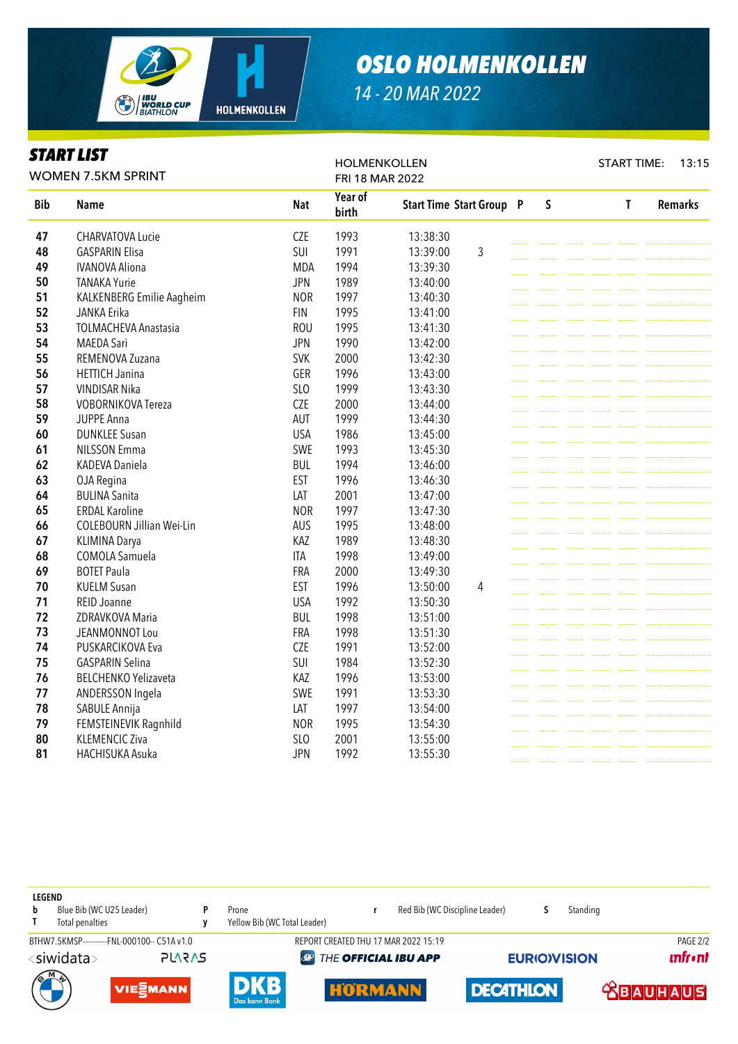# OSLO HOLMENKOLLEN

14 - 20 MAR 2022

## START LIST

WOMEN 7.5KM SPRINT

HOLMENKOLLEN
FRI 18 MAR 2022

START TIME: 13:15

| Bib | Name | Nat | Year of birth | Start Time | Start Group | P | S | | | T | Remarks |
|---|---|---|---|---|---|---|---|---|---|---|---|
| 47 | CHARVATOVA Lucie | CZE | 1993 | 13:38:30 | | | | | | | |
| 48 | GASPARIN Elisa | SUI | 1991 | 13:39:00 | 3 | | | | | | |
| 49 | IVANOVA Aliona | MDA | 1994 | 13:39:30 | | | | | | | |
| 50 | TANAKA Yurie | JPN | 1989 | 13:40:00 | | | | | | | |
| 51 | KALKENBERG Emilie Aagheim | NOR | 1997 | 13:40:30 | | | | | | | |
| 52 | JANKA Erika | FIN | 1995 | 13:41:00 | | | | | | | |
| 53 | TOLMACHEVA Anastasia | ROU | 1995 | 13:41:30 | | | | | | | |
| 54 | MAEDA Sari | JPN | 1990 | 13:42:00 | | | | | | | |
| 55 | REMENOVA Zuzana | SVK | 2000 | 13:42:30 | | | | | | | |
| 56 | HETTICH Janina | GER | 1996 | 13:43:00 | | | | | | | |
| 57 | VINDISAR Nika | SLO | 1999 | 13:43:30 | | | | | | | |
| 58 | VOBORNIKOVA Tereza | CZE | 2000 | 13:44:00 | | | | | | | |
| 59 | JUPPE Anna | AUT | 1999 | 13:44:30 | | | | | | | |
| 60 | DUNKLEE Susan | USA | 1986 | 13:45:00 | | | | | | | |
| 61 | NILSSON Emma | SWE | 1993 | 13:45:30 | | | | | | | |
| 62 | KADEVA Daniela | BUL | 1994 | 13:46:00 | | | | | | | |
| 63 | OJA Regina | EST | 1996 | 13:46:30 | | | | | | | |
| 64 | BULINA Sanita | LAT | 2001 | 13:47:00 | | | | | | | |
| 65 | ERDAL Karoline | NOR | 1997 | 13:47:30 | | | | | | | |
| 66 | COLEBOURN Jillian Wei-Lin | AUS | 1995 | 13:48:00 | | | | | | | |
| 67 | KLIMINA Darya | KAZ | 1989 | 13:48:30 | | | | | | | |
| 68 | COMOLA Samuela | ITA | 1998 | 13:49:00 | | | | | | | |
| 69 | BOTET Paula | FRA | 2000 | 13:49:30 | | | | | | | |
| 70 | KUELM Susan | EST | 1996 | 13:50:00 | 4 | | | | | | |
| 71 | REID Joanne | USA | 1992 | 13:50:30 | | | | | | | |
| 72 | ZDRAVKOVA Maria | BUL | 1998 | 13:51:00 | | | | | | | |
| 73 | JEANMONNOT Lou | FRA | 1998 | 13:51:30 | | | | | | | |
| 74 | PUSKARCIKOVA Eva | CZE | 1991 | 13:52:00 | | | | | | | |
| 75 | GASPARIN Selina | SUI | 1984 | 13:52:30 | | | | | | | |
| 76 | BELCHENKO Yelizaveta | KAZ | 1996 | 13:53:00 | | | | | | | |
| 77 | ANDERSSON Ingela | SWE | 1991 | 13:53:30 | | | | | | | |
| 78 | SABULE Annija | LAT | 1997 | 13:54:00 | | | | | | | |
| 79 | FEMSTEINEVIK Ragnhild | NOR | 1995 | 13:54:30 | | | | | | | |
| 80 | KLEMENCIC Ziva | SLO | 2001 | 13:55:00 | | | | | | | |
| 81 | HACHISUKA Asuka | JPN | 1992 | 13:55:30 | | | | | | | |

**LEGEND**

| | | | | | | | |
|---|---|---|---|---|---|---|---|
| b | Blue Bib (WC U25 Leader) | P | Prone | r | Red Bib (WC Discipline Leader) | S | Standing |
| T | Total penalties | y | Yellow Bib (WC Total Leader) | | | | |

BTHW7.5KMSP----------FNL-000100-- C51A v1.0

REPORT CREATED THU 17 MAR 2022 15:19